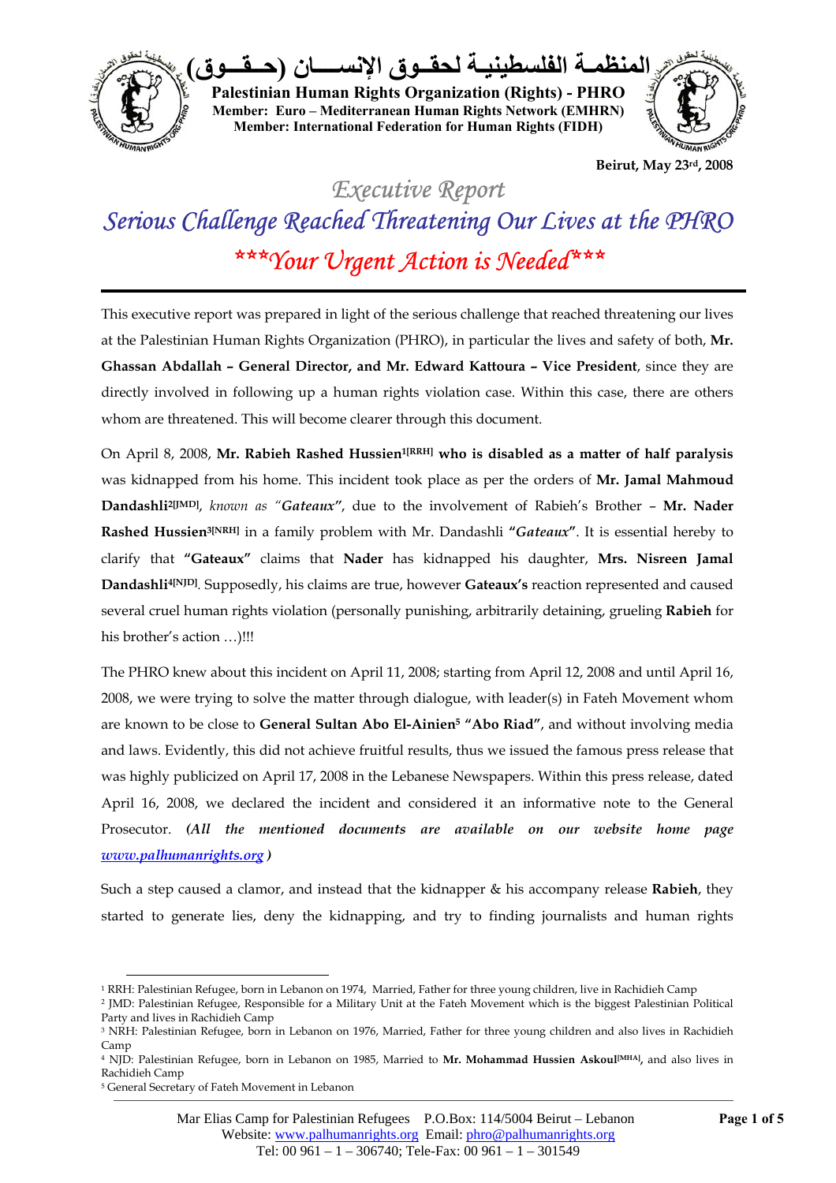**المنظمة الفلسطينية لحقوق الإنسان (حقوق)**

**Palestinian Human Rights Organization (Rights) - PHRO**
**Member: Euro – Mediterranean Human Rights Network (EMHRN)**
**Member: International Federation for Human Rights (FIDH)**

**Beirut, May 23rd, 2008**

# *Executive Report*

# *Serious Challenge Reached Threatening Our Lives at the PHRO*

## *\*\*\*Your Urgent Action is Needed\*\*\**

This executive report was prepared in light of the serious challenge that reached threatening our lives at the Palestinian Human Rights Organization (PHRO), in particular the lives and safety of both, **Mr. Ghassan Abdallah – General Director, and Mr. Edward Kattoura – Vice President**, since they are directly involved in following up a human rights violation case. Within this case, there are others whom are threatened. This will become clearer through this document.

On April 8, 2008, **Mr. Rabieh Rashed Hussien[1][RRH] who is disabled as a matter of half paralysis** was kidnapped from his home. This incident took place as per the orders of **Mr. Jamal Mahmoud Dandashli[2][JMD]**, *known as "**Gateaux**"*, due to the involvement of Rabieh's Brother – **Mr. Nader Rashed Hussien[3][NRH]** in a family problem with Mr. Dandashli **"*Gateaux*"**. It is essential hereby to clarify that **"Gateaux"** claims that **Nader** has kidnapped his daughter, **Mrs. Nisreen Jamal Dandashli[4][NJD]**. Supposedly, his claims are true, however **Gateaux's** reaction represented and caused several cruel human rights violation (personally punishing, arbitrarily detaining, grueling **Rabieh** for his brother's action …)!!!

The PHRO knew about this incident on April 11, 2008; starting from April 12, 2008 and until April 16, 2008, we were trying to solve the matter through dialogue, with leader(s) in Fateh Movement whom are known to be close to **General Sultan Abo El-Ainien[5] "Abo Riad"**, and without involving media and laws. Evidently, this did not achieve fruitful results, thus we issued the famous press release that was highly publicized on April 17, 2008 in the Lebanese Newspapers. Within this press release, dated April 16, 2008, we declared the incident and considered it an informative note to the General Prosecutor. ***(All the mentioned documents are available on our website home page [www.palhumanrights.org](http://www.palhumanrights.org) )***

Such a step caused a clamor, and instead that the kidnapper & his accompany release **Rabieh**, they started to generate lies, deny the kidnapping, and try to finding journalists and human rights

---

[1] RRH: Palestinian Refugee, born in Lebanon on 1974, Married, Father for three young children, live in Rachidieh Camp

[2] JMD: Palestinian Refugee, Responsible for a Military Unit at the Fateh Movement which is the biggest Palestinian Political Party and lives in Rachidieh Camp

[3] NRH: Palestinian Refugee, born in Lebanon on 1976, Married, Father for three young children and also lives in Rachidieh Camp

[4] NJD: Palestinian Refugee, born in Lebanon on 1985, Married to **Mr. Mohammad Hussien Askoul[MHA]**, and also lives in Rachidieh Camp

[5] General Secretary of Fateh Movement in Lebanon

Mar Elias Camp for Palestinian Refugees P.O.Box: 114/5004 Beirut – Lebanon
Website: [www.palhumanrights.org](http://www.palhumanrights.org) Email: [phro@palhumanrights.org](mailto:phro@palhumanrights.org)
Tel: 00 961 – 1 – 306740; Tele-Fax: 00 961 – 1 – 301549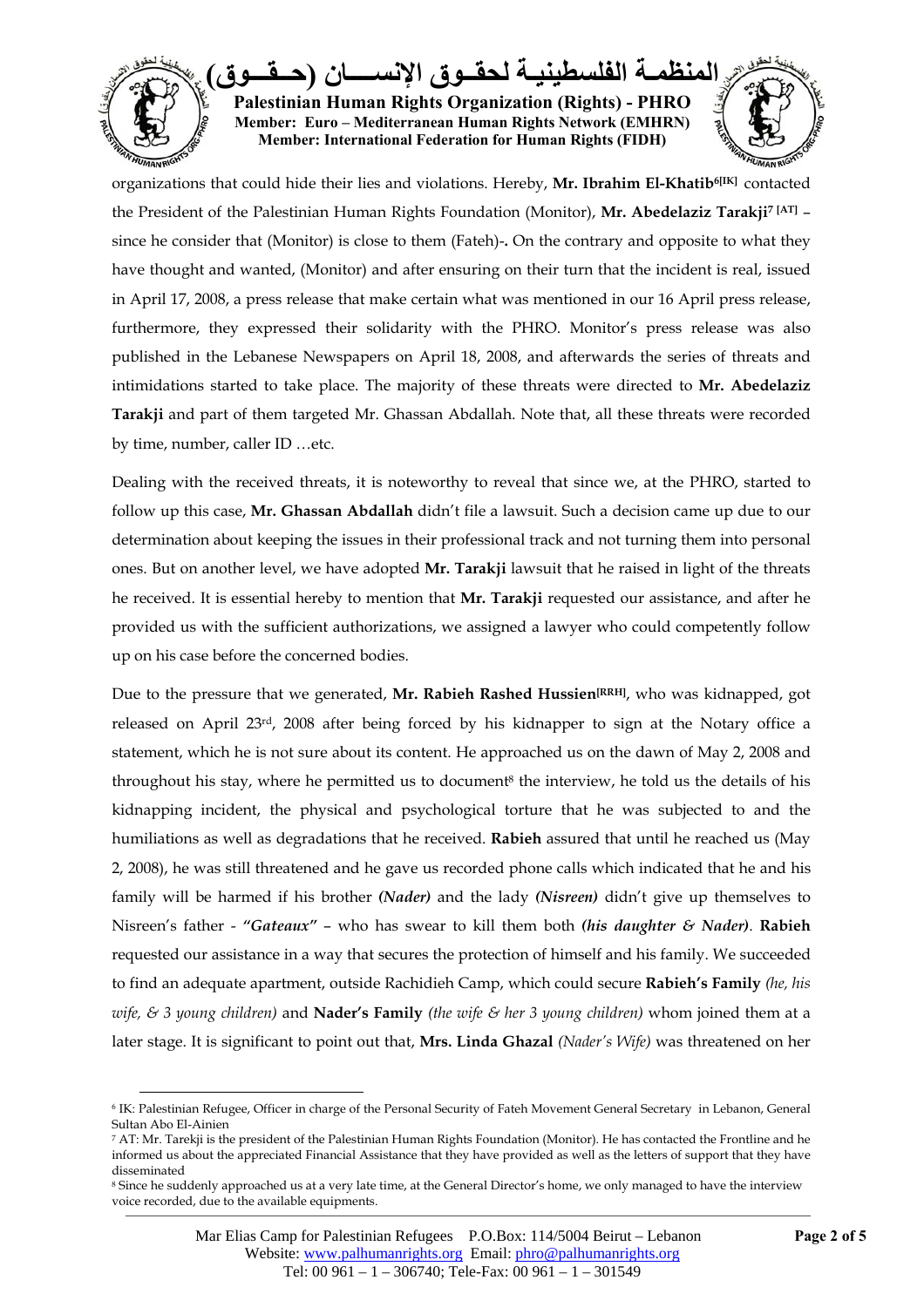organizations that could hide their lies and violations. Hereby, **Mr. Ibrahim El-Khatib**[6][IK] contacted the President of the Palestinian Human Rights Foundation (Monitor), **Mr. Abedelaziz Tarakji**[7][AT] – since he consider that (Monitor) is close to them (Fateh)-**.** On the contrary and opposite to what they have thought and wanted, (Monitor) and after ensuring on their turn that the incident is real, issued in April 17, 2008, a press release that make certain what was mentioned in our 16 April press release, furthermore, they expressed their solidarity with the PHRO. Monitor's press release was also published in the Lebanese Newspapers on April 18, 2008, and afterwards the series of threats and intimidations started to take place. The majority of these threats were directed to **Mr. Abedelaziz Tarakji** and part of them targeted Mr. Ghassan Abdallah. Note that, all these threats were recorded by time, number, caller ID …etc.

Dealing with the received threats, it is noteworthy to reveal that since we, at the PHRO, started to follow up this case, **Mr. Ghassan Abdallah** didn't file a lawsuit. Such a decision came up due to our determination about keeping the issues in their professional track and not turning them into personal ones. But on another level, we have adopted **Mr. Tarakji** lawsuit that he raised in light of the threats he received. It is essential hereby to mention that **Mr. Tarakji** requested our assistance, and after he provided us with the sufficient authorizations, we assigned a lawyer who could competently follow up on his case before the concerned bodies.

Due to the pressure that we generated, **Mr. Rabieh Rashed Hussien**[RRH], who was kidnapped, got released on April 23rd, 2008 after being forced by his kidnapper to sign at the Notary office a statement, which he is not sure about its content. He approached us on the dawn of May 2, 2008 and throughout his stay, where he permitted us to document[8] the interview, he told us the details of his kidnapping incident, the physical and psychological torture that he was subjected to and the humiliations as well as degradations that he received. **Rabieh** assured that until he reached us (May 2, 2008), he was still threatened and he gave us recorded phone calls which indicated that he and his family will be harmed if his brother ***(Nader)*** and the lady ***(Nisreen)*** didn't give up themselves to Nisreen's father - ***"Gateaux"*** – who has swear to kill them both ***(his daughter & Nader)***. **Rabieh** requested our assistance in a way that secures the protection of himself and his family. We succeeded to find an adequate apartment, outside Rachidieh Camp, which could secure **Rabieh's Family** *(he, his wife, & 3 young children)* and **Nader's Family** *(the wife & her 3 young children)* whom joined them at a later stage. It is significant to point out that, **Mrs. Linda Ghazal** *(Nader's Wife)* was threatened on her

---

[6] IK: Palestinian Refugee, Officer in charge of the Personal Security of Fateh Movement General Secretary in Lebanon, General Sultan Abo El-Ainien

[7] AT: Mr. Tarekji is the president of the Palestinian Human Rights Foundation (Monitor). He has contacted the Frontline and he informed us about the appreciated Financial Assistance that they have provided as well as the letters of support that they have disseminated

[8] Since he suddenly approached us at a very late time, at the General Director's home, we only managed to have the interview voice recorded, due to the available equipments.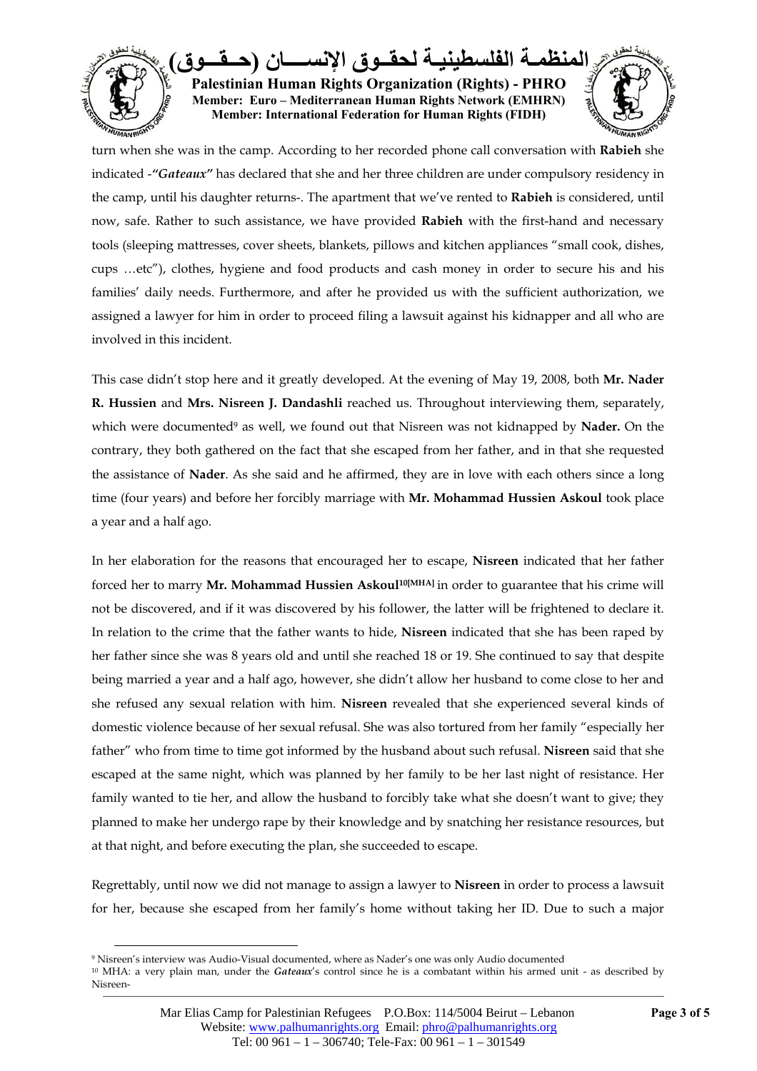turn when she was in the camp. According to her recorded phone call conversation with **Rabieh** she indicated -*"Gateaux"* has declared that she and her three children are under compulsory residency in the camp, until his daughter returns-. The apartment that we've rented to **Rabieh** is considered, until now, safe. Rather to such assistance, we have provided **Rabieh** with the first-hand and necessary tools (sleeping mattresses, cover sheets, blankets, pillows and kitchen appliances "small cook, dishes, cups …etc"), clothes, hygiene and food products and cash money in order to secure his and his families' daily needs. Furthermore, and after he provided us with the sufficient authorization, we assigned a lawyer for him in order to proceed filing a lawsuit against his kidnapper and all who are involved in this incident.

This case didn't stop here and it greatly developed. At the evening of May 19, 2008, both **Mr. Nader R. Hussien** and **Mrs. Nisreen J. Dandashli** reached us. Throughout interviewing them, separately, which were documented[9] as well, we found out that Nisreen was not kidnapped by **Nader.** On the contrary, they both gathered on the fact that she escaped from her father, and in that she requested the assistance of **Nader**. As she said and he affirmed, they are in love with each others since a long time (four years) and before her forcibly marriage with **Mr. Mohammad Hussien Askoul** took place a year and a half ago.

In her elaboration for the reasons that encouraged her to escape, **Nisreen** indicated that her father forced her to marry **Mr. Mohammad Hussien Askoul**[10][MHA] in order to guarantee that his crime will not be discovered, and if it was discovered by his follower, the latter will be frightened to declare it. In relation to the crime that the father wants to hide, **Nisreen** indicated that she has been raped by her father since she was 8 years old and until she reached 18 or 19. She continued to say that despite being married a year and a half ago, however, she didn't allow her husband to come close to her and she refused any sexual relation with him. **Nisreen** revealed that she experienced several kinds of domestic violence because of her sexual refusal. She was also tortured from her family "especially her father" who from time to time got informed by the husband about such refusal. **Nisreen** said that she escaped at the same night, which was planned by her family to be her last night of resistance. Her family wanted to tie her, and allow the husband to forcibly take what she doesn't want to give; they planned to make her undergo rape by their knowledge and by snatching her resistance resources, but at that night, and before executing the plan, she succeeded to escape.

Regrettably, until now we did not manage to assign a lawyer to **Nisreen** in order to process a lawsuit for her, because she escaped from her family's home without taking her ID. Due to such a major

---

[9] Nisreen's interview was Audio-Visual documented, where as Nader's one was only Audio documented

[10] MHA: a very plain man, under the *Gateaux*'s control since he is a combatant within his armed unit - as described by Nisreen-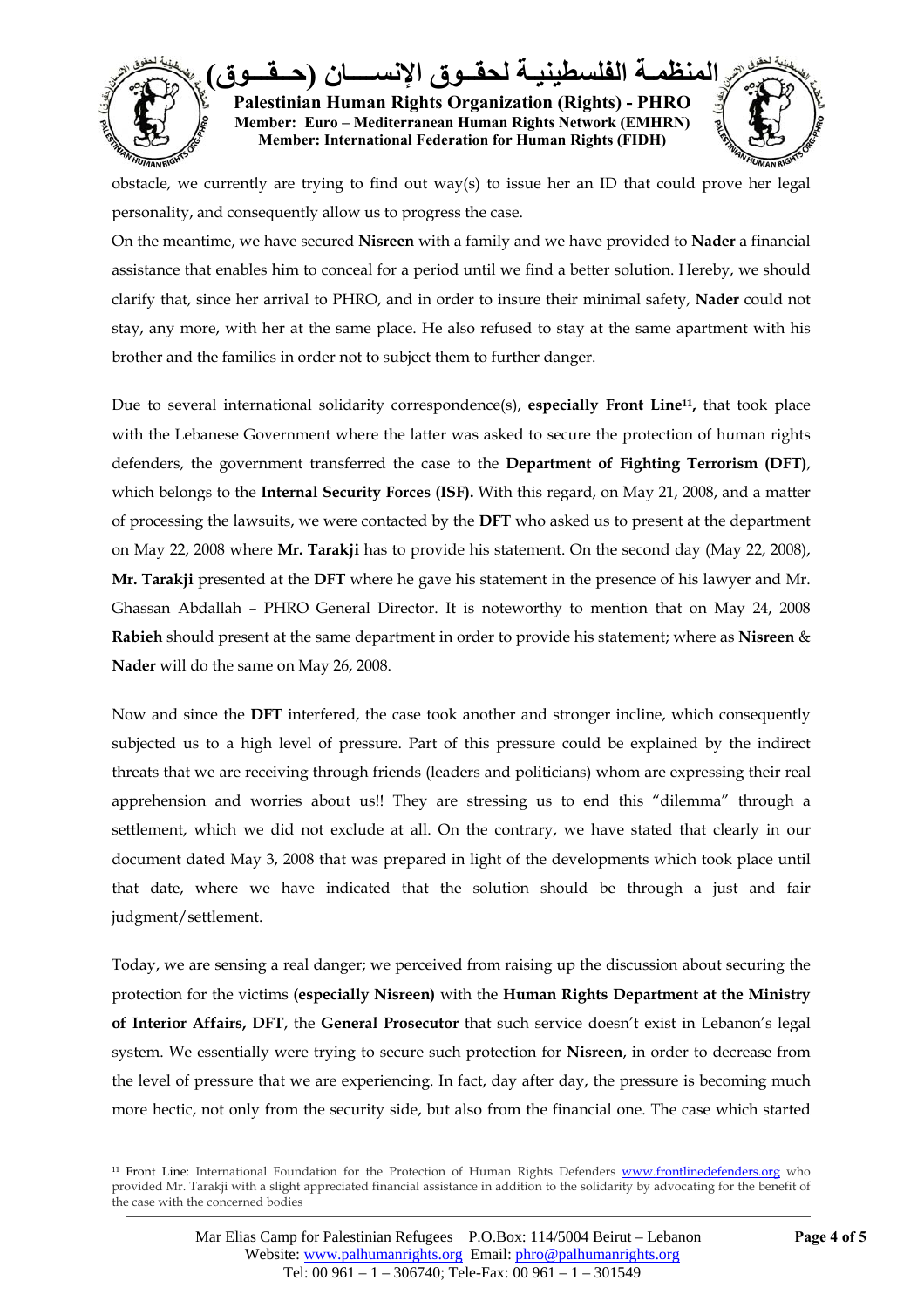obstacle, we currently are trying to find out way(s) to issue her an ID that could prove her legal personality, and consequently allow us to progress the case.

On the meantime, we have secured **Nisreen** with a family and we have provided to **Nader** a financial assistance that enables him to conceal for a period until we find a better solution. Hereby, we should clarify that, since her arrival to PHRO, and in order to insure their minimal safety, **Nader** could not stay, any more, with her at the same place. He also refused to stay at the same apartment with his brother and the families in order not to subject them to further danger.

Due to several international solidarity correspondence(s), **especially Front Line[11],** that took place with the Lebanese Government where the latter was asked to secure the protection of human rights defenders, the government transferred the case to the **Department of Fighting Terrorism (DFT)**, which belongs to the **Internal Security Forces (ISF).** With this regard, on May 21, 2008, and a matter of processing the lawsuits, we were contacted by the **DFT** who asked us to present at the department on May 22, 2008 where **Mr. Tarakji** has to provide his statement. On the second day (May 22, 2008), **Mr. Tarakji** presented at the **DFT** where he gave his statement in the presence of his lawyer and Mr. Ghassan Abdallah – PHRO General Director. It is noteworthy to mention that on May 24, 2008 **Rabieh** should present at the same department in order to provide his statement; where as **Nisreen** & **Nader** will do the same on May 26, 2008.

Now and since the **DFT** interfered, the case took another and stronger incline, which consequently subjected us to a high level of pressure. Part of this pressure could be explained by the indirect threats that we are receiving through friends (leaders and politicians) whom are expressing their real apprehension and worries about us!! They are stressing us to end this "dilemma" through a settlement, which we did not exclude at all. On the contrary, we have stated that clearly in our document dated May 3, 2008 that was prepared in light of the developments which took place until that date, where we have indicated that the solution should be through a just and fair judgment/settlement.

Today, we are sensing a real danger; we perceived from raising up the discussion about securing the protection for the victims **(especially Nisreen)** with the **Human Rights Department at the Ministry of Interior Affairs, DFT**, the **General Prosecutor** that such service doesn't exist in Lebanon's legal system. We essentially were trying to secure such protection for **Nisreen**, in order to decrease from the level of pressure that we are experiencing. In fact, day after day, the pressure is becoming much more hectic, not only from the security side, but also from the financial one. The case which started

---

[11] Front Line: International Foundation for the Protection of Human Rights Defenders www.frontlinedefenders.org who provided Mr. Tarakji with a slight appreciated financial assistance in addition to the solidarity by advocating for the benefit of the case with the concerned bodies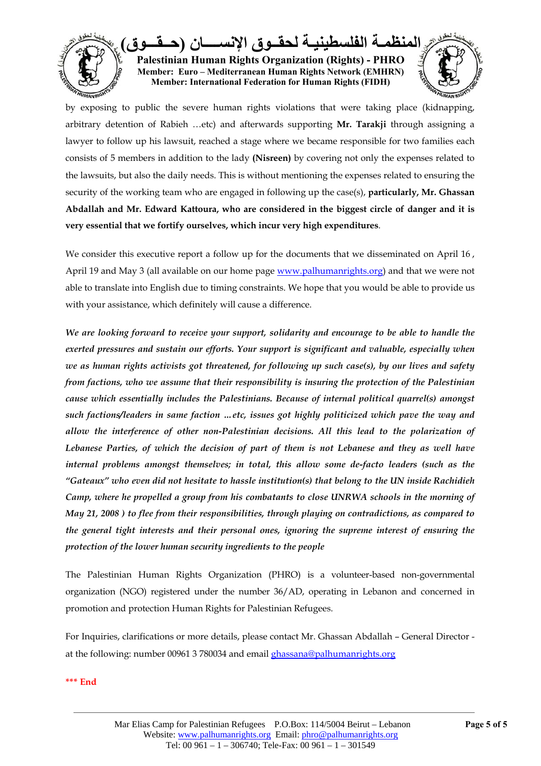by exposing to public the severe human rights violations that were taking place (kidnapping, arbitrary detention of Rabieh …etc) and afterwards supporting **Mr. Tarakji** through assigning a lawyer to follow up his lawsuit, reached a stage where we became responsible for two families each consists of 5 members in addition to the lady **(Nisreen)** by covering not only the expenses related to the lawsuits, but also the daily needs. This is without mentioning the expenses related to ensuring the security of the working team who are engaged in following up the case(s), **particularly, Mr. Ghassan Abdallah and Mr. Edward Kattoura, who are considered in the biggest circle of danger and it is very essential that we fortify ourselves, which incur very high expenditures**.

We consider this executive report a follow up for the documents that we disseminated on April 16 , April 19 and May 3 (all available on our home page www.palhumanrights.org) and that we were not able to translate into English due to timing constraints. We hope that you would be able to provide us with your assistance, which definitely will cause a difference.

***We are looking forward to receive your support, solidarity and encourage to be able to handle the exerted pressures and sustain our efforts. Your support is significant and valuable, especially when we as human rights activists got threatened, for following up such case(s), by our lives and safety from factions, who we assume that their responsibility is insuring the protection of the Palestinian cause which essentially includes the Palestinians. Because of internal political quarrel(s) amongst such factions/leaders in same faction …etc, issues got highly politicized which pave the way and allow the interference of other non-Palestinian decisions. All this lead to the polarization of Lebanese Parties, of which the decision of part of them is not Lebanese and they as well have internal problems amongst themselves; in total, this allow some de-facto leaders (such as the "Gateaux" who even did not hesitate to hassle institution(s) that belong to the UN inside Rachidieh Camp, where he propelled a group from his combatants to close UNRWA schools in the morning of May 21, 2008 ) to flee from their responsibilities, through playing on contradictions, as compared to the general tight interests and their personal ones, ignoring the supreme interest of ensuring the protection of the lower human security ingredients to the people***

The Palestinian Human Rights Organization (PHRO) is a volunteer-based non-governmental organization (NGO) registered under the number 36/AD, operating in Lebanon and concerned in promotion and protection Human Rights for Palestinian Refugees.

For Inquiries, clarifications or more details, please contact Mr. Ghassan Abdallah – General Director - at the following: number 00961 3 780034 and email ghassana@palhumanrights.org

**\*\*\* End**